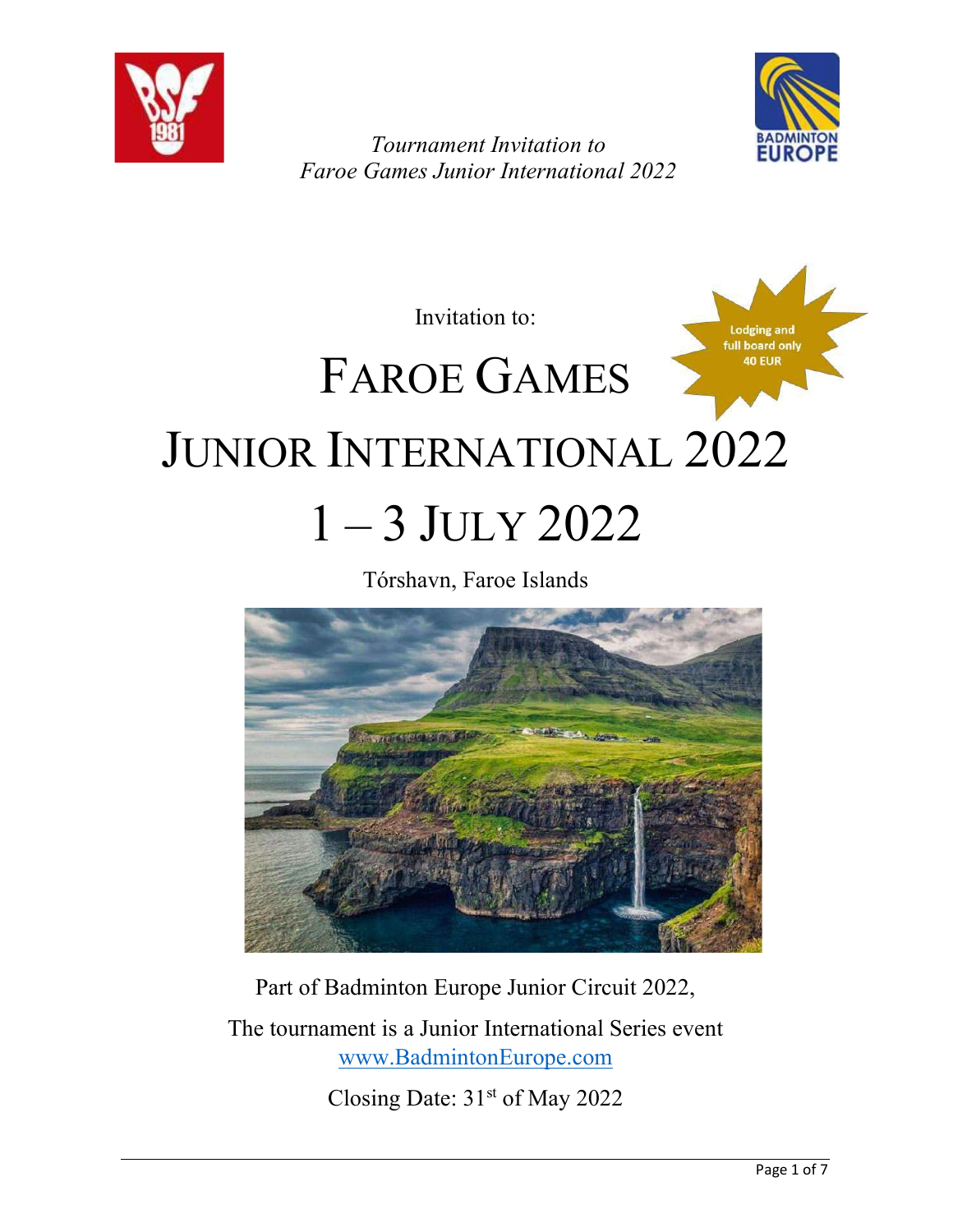*Tournament Invitation to*
*Faroe Games Junior International 2022*

Invitation to:

Lodging and full board only 40 EUR

# FAROE GAMES JUNIOR INTERNATIONAL 2022

# 1 – 3 JULY 2022

Tórshavn, Faroe Islands

Part of Badminton Europe Junior Circuit 2022,

The tournament is a Junior International Series event

www.BadmintonEurope.com

Closing Date: 31st of May 2022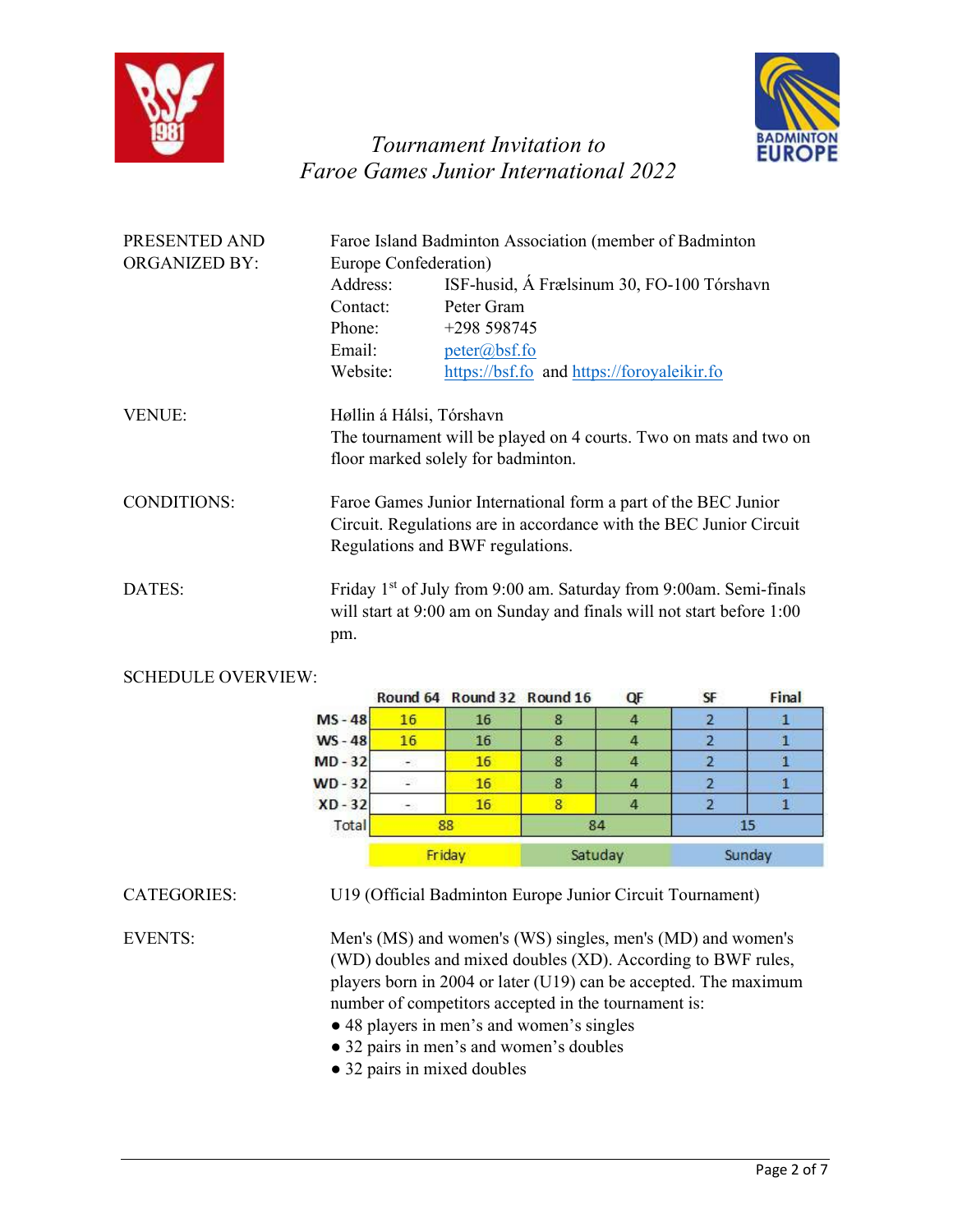*Tournament Invitation to*
*Faroe Games Junior International 2022*

PRESENTED AND ORGANIZED BY: Faroe Island Badminton Association (member of Badminton Europe Confederation)

Address: ISF-husid, Á Frælsinum 30, FO-100 Tórshavn
Contact: Peter Gram
Phone: +298 598745
Email: peter@bsf.fo
Website: https://bsf.fo and https://foroyaleikir.fo

VENUE: Høllin á Hálsi, Tórshavn
The tournament will be played on 4 courts. Two on mats and two on floor marked solely for badminton.

CONDITIONS: Faroe Games Junior International form a part of the BEC Junior Circuit. Regulations are in accordance with the BEC Junior Circuit Regulations and BWF regulations.

DATES: Friday 1st of July from 9:00 am. Saturday from 9:00am. Semi-finals will start at 9:00 am on Sunday and finals will not start before 1:00 pm.

SCHEDULE OVERVIEW:

| | Round 64 | Round 32 | Round 16 | QF | SF | Final |
|---|---|---|---|---|---|---|
| MS - 48 | 16 | 16 | 8 | 4 | 2 | 1 |
| WS - 48 | 16 | 16 | 8 | 4 | 2 | 1 |
| MD - 32 | - | 16 | 8 | 4 | 2 | 1 |
| WD - 32 | - | 16 | 8 | 4 | 2 | 1 |
| XD - 32 | - | 16 | 8 | 4 | 2 | 1 |
| Total | 88 | | 84 | | 15 | |
| | Friday | | Satuday | | Sunday | |

CATEGORIES: U19 (Official Badminton Europe Junior Circuit Tournament)

EVENTS: Men's (MS) and women's (WS) singles, men's (MD) and women's (WD) doubles and mixed doubles (XD). According to BWF rules, players born in 2004 or later (U19) can be accepted. The maximum number of competitors accepted in the tournament is:

- 48 players in men's and women's singles
- 32 pairs in men's and women's doubles
- 32 pairs in mixed doubles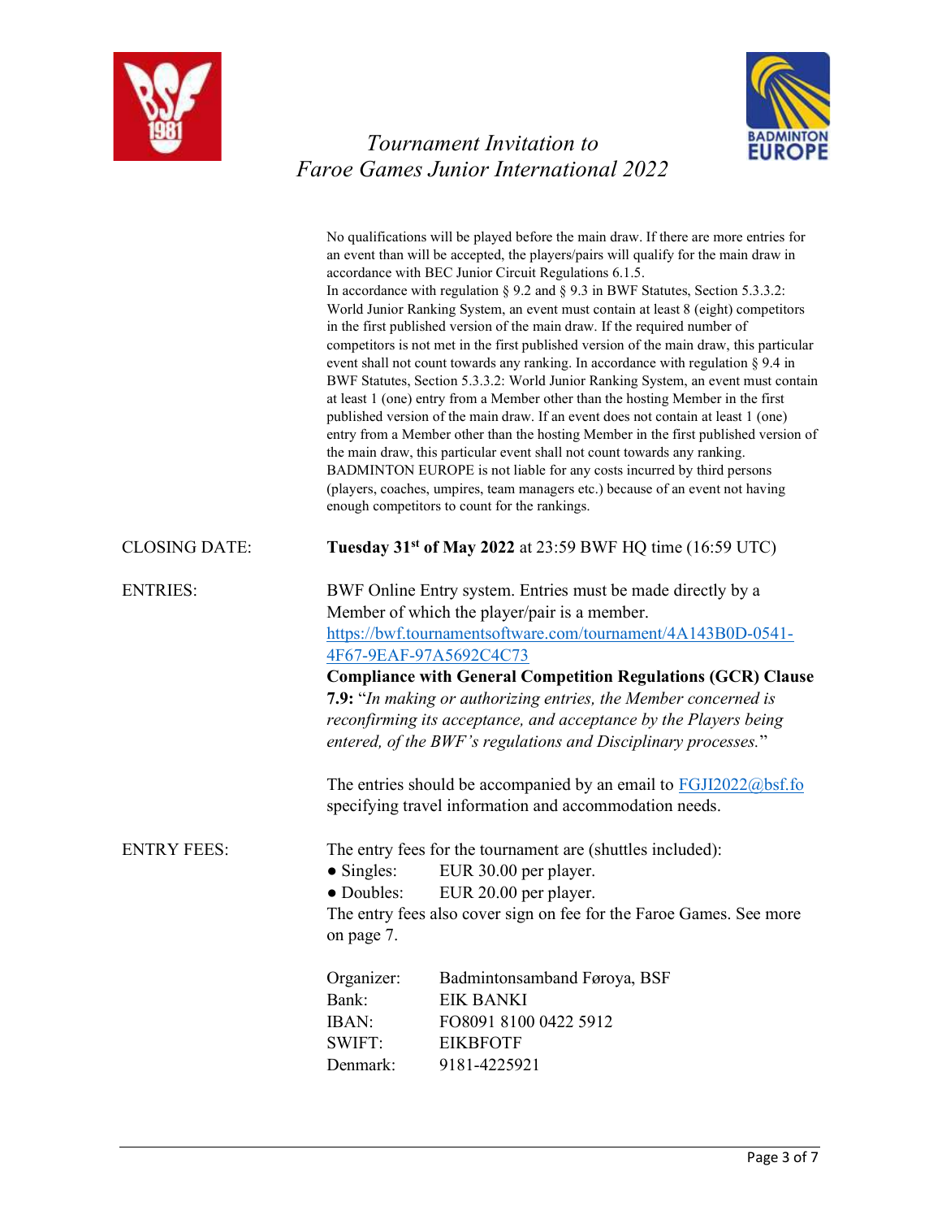No qualifications will be played before the main draw. If there are more entries for an event than will be accepted, the players/pairs will qualify for the main draw in accordance with BEC Junior Circuit Regulations 6.1.5.
In accordance with regulation § 9.2 and § 9.3 in BWF Statutes, Section 5.3.3.2: World Junior Ranking System, an event must contain at least 8 (eight) competitors in the first published version of the main draw. If the required number of competitors is not met in the first published version of the main draw, this particular event shall not count towards any ranking. In accordance with regulation § 9.4 in BWF Statutes, Section 5.3.3.2: World Junior Ranking System, an event must contain at least 1 (one) entry from a Member other than the hosting Member in the first published version of the main draw. If an event does not contain at least 1 (one) entry from a Member other than the hosting Member in the first published version of the main draw, this particular event shall not count towards any ranking.
BADMINTON EUROPE is not liable for any costs incurred by third persons (players, coaches, umpires, team managers etc.) because of an event not having enough competitors to count for the rankings.

CLOSING DATE: **Tuesday 31st of May 2022** at 23:59 BWF HQ time (16:59 UTC)

ENTRIES: BWF Online Entry system. Entries must be made directly by a Member of which the player/pair is a member.
https://bwf.tournamentsoftware.com/tournament/4A143B0D-0541-4F67-9EAF-97A5692C4C73
**Compliance with General Competition Regulations (GCR) Clause 7.9:** "*In making or authorizing entries, the Member concerned is reconfirming its acceptance, and acceptance by the Players being entered, of the BWF's regulations and Disciplinary processes.*"

The entries should be accompanied by an email to FGJI2022@bsf.fo specifying travel information and accommodation needs.

ENTRY FEES: The entry fees for the tournament are (shuttles included):

- Singles: EUR 30.00 per player.
- Doubles: EUR 20.00 per player.

The entry fees also cover sign on fee for the Faroe Games. See more on page 7.

| | |
|---|---|
| Organizer: | Badmintonsamband Føroya, BSF |
| Bank: | EIK BANKI |
| IBAN: | FO8091 8100 0422 5912 |
| SWIFT: | EIKBFOTF |
| Denmark: | 9181-4225921 |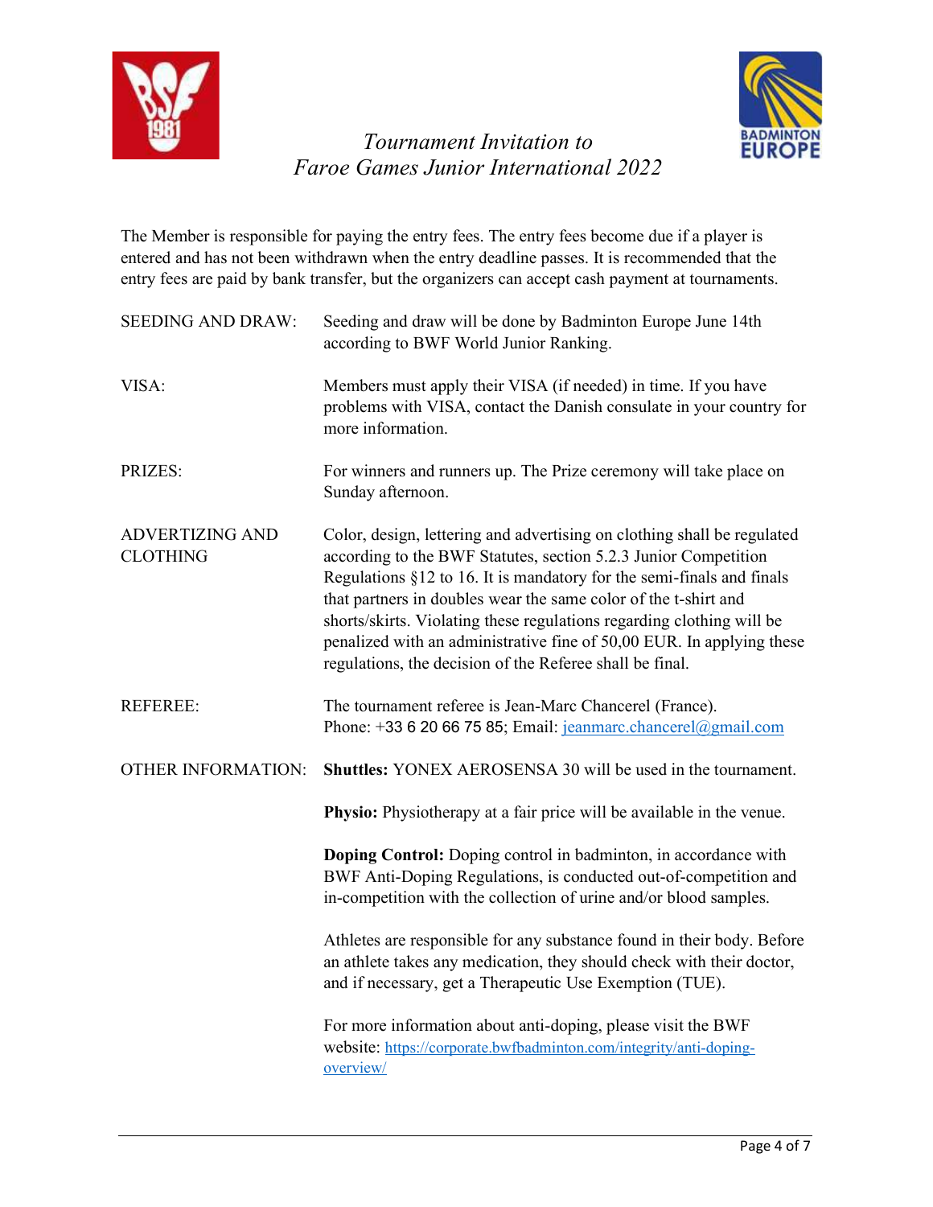The Member is responsible for paying the entry fees. The entry fees become due if a player is entered and has not been withdrawn when the entry deadline passes. It is recommended that the entry fees are paid by bank transfer, but the organizers can accept cash payment at tournaments.

| | |
|---|---|
| SEEDING AND DRAW: | Seeding and draw will be done by Badminton Europe June 14th according to BWF World Junior Ranking. |
| VISA: | Members must apply their VISA (if needed) in time. If you have problems with VISA, contact the Danish consulate in your country for more information. |
| PRIZES: | For winners and runners up. The Prize ceremony will take place on Sunday afternoon. |
| ADVERTIZING AND CLOTHING | Color, design, lettering and advertising on clothing shall be regulated according to the BWF Statutes, section 5.2.3 Junior Competition Regulations §12 to 16. It is mandatory for the semi-finals and finals that partners in doubles wear the same color of the t-shirt and shorts/skirts. Violating these regulations regarding clothing will be penalized with an administrative fine of 50,00 EUR. In applying these regulations, the decision of the Referee shall be final. |
| REFEREE: | The tournament referee is Jean-Marc Chancerel (France). Phone: +33 6 20 66 75 85; Email: jeanmarc.chancerel@gmail.com |
| OTHER INFORMATION: | **Shuttles:** YONEX AEROSENSA 30 will be used in the tournament. |

**Physio:** Physiotherapy at a fair price will be available in the venue.

**Doping Control:** Doping control in badminton, in accordance with BWF Anti-Doping Regulations, is conducted out-of-competition and in-competition with the collection of urine and/or blood samples.

Athletes are responsible for any substance found in their body. Before an athlete takes any medication, they should check with their doctor, and if necessary, get a Therapeutic Use Exemption (TUE).

For more information about anti-doping, please visit the BWF website: https://corporate.bwfbadminton.com/integrity/anti-doping-overview/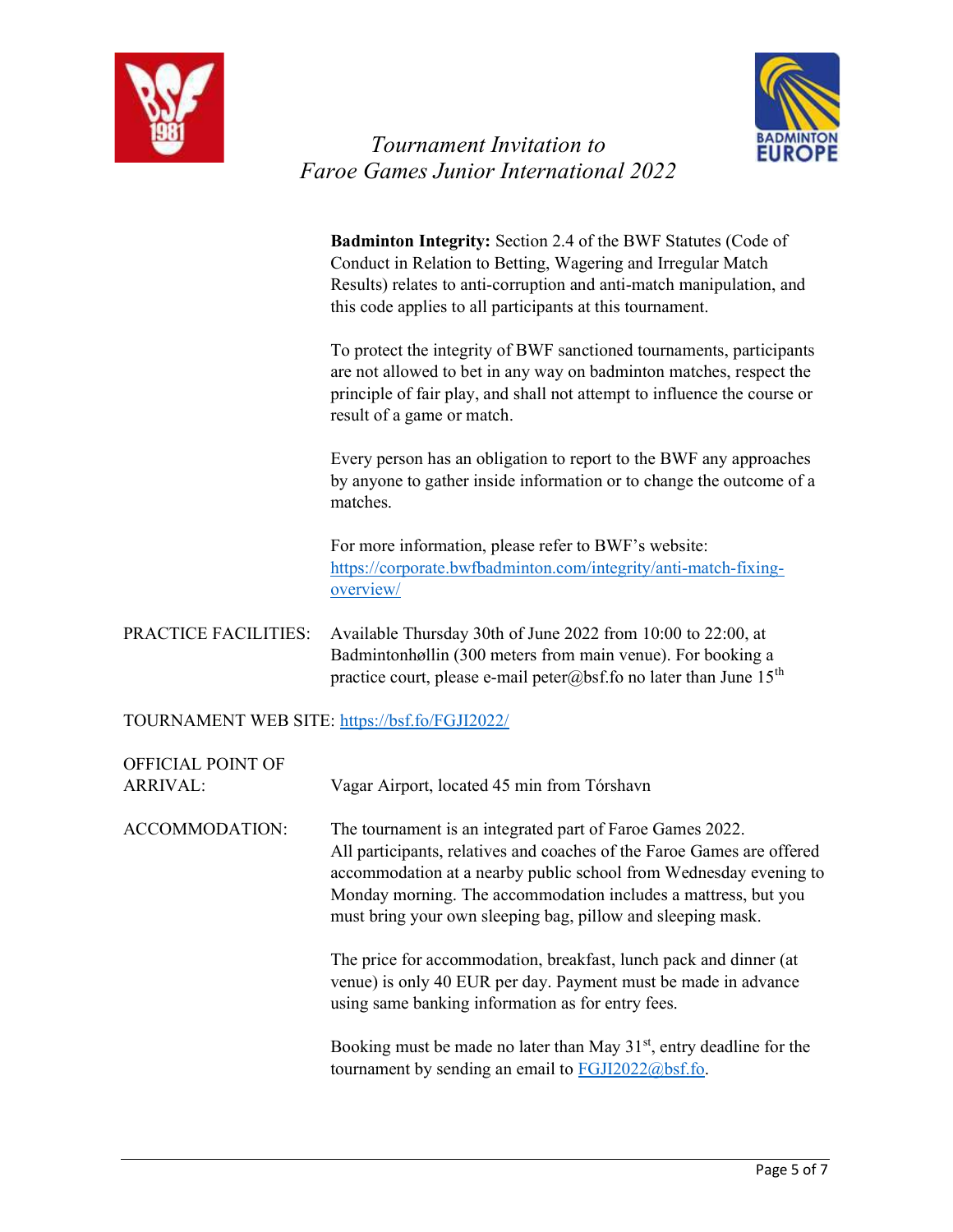**Badminton Integrity:** Section 2.4 of the BWF Statutes (Code of Conduct in Relation to Betting, Wagering and Irregular Match Results) relates to anti-corruption and anti-match manipulation, and this code applies to all participants at this tournament.

To protect the integrity of BWF sanctioned tournaments, participants are not allowed to bet in any way on badminton matches, respect the principle of fair play, and shall not attempt to influence the course or result of a game or match.

Every person has an obligation to report to the BWF any approaches by anyone to gather inside information or to change the outcome of a matches.

For more information, please refer to BWF's website: https://corporate.bwfbadminton.com/integrity/anti-match-fixing-overview/

PRACTICE FACILITIES: Available Thursday 30th of June 2022 from 10:00 to 22:00, at Badmintonhøllin (300 meters from main venue). For booking a practice court, please e-mail peter@bsf.fo no later than June 15th

TOURNAMENT WEB SITE: https://bsf.fo/FGJI2022/

OFFICIAL POINT OF ARRIVAL: Vagar Airport, located 45 min from Tórshavn

ACCOMMODATION: The tournament is an integrated part of Faroe Games 2022. All participants, relatives and coaches of the Faroe Games are offered accommodation at a nearby public school from Wednesday evening to Monday morning. The accommodation includes a mattress, but you must bring your own sleeping bag, pillow and sleeping mask.

The price for accommodation, breakfast, lunch pack and dinner (at venue) is only 40 EUR per day. Payment must be made in advance using same banking information as for entry fees.

Booking must be made no later than May 31st, entry deadline for the tournament by sending an email to FGJI2022@bsf.fo.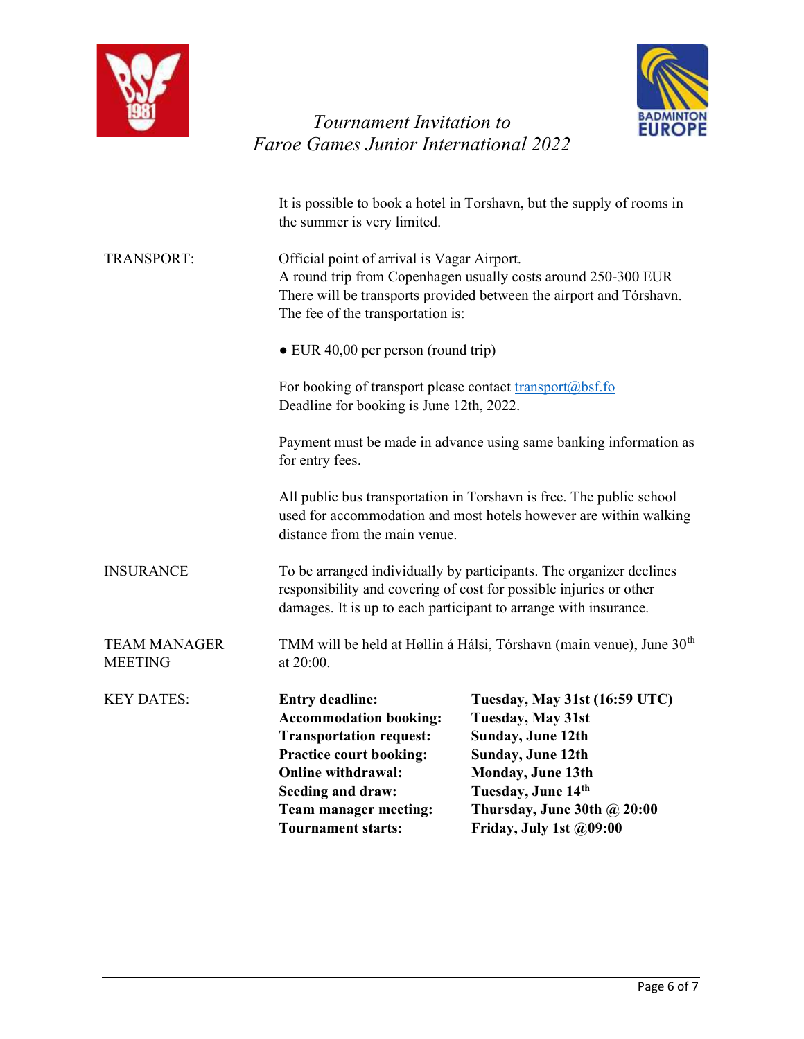It is possible to book a hotel in Torshavn, but the supply of rooms in the summer is very limited.

**TRANSPORT:**

Official point of arrival is Vagar Airport.
A round trip from Copenhagen usually costs around 250-300 EUR
There will be transports provided between the airport and Tórshavn.
The fee of the transportation is:

- EUR 40,00 per person (round trip)

For booking of transport please contact transport@bsf.fo
Deadline for booking is June 12th, 2022.

Payment must be made in advance using same banking information as for entry fees.

All public bus transportation in Torshavn is free. The public school used for accommodation and most hotels however are within walking distance from the main venue.

**INSURANCE**

To be arranged individually by participants. The organizer declines responsibility and covering of cost for possible injuries or other damages. It is up to each participant to arrange with insurance.

**TEAM MANAGER MEETING**

TMM will be held at Høllin á Hálsi, Tórshavn (main venue), June 30th at 20:00.

**KEY DATES:**

| | |
|---|---|
| **Entry deadline:** | **Tuesday, May 31st (16:59 UTC)** |
| **Accommodation booking:** | **Tuesday, May 31st** |
| **Transportation request:** | **Sunday, June 12th** |
| **Practice court booking:** | **Sunday, June 12th** |
| **Online withdrawal:** | **Monday, June 13th** |
| **Seeding and draw:** | **Tuesday, June 14th** |
| **Team manager meeting:** | **Thursday, June 30th @ 20:00** |
| **Tournament starts:** | **Friday, July 1st @09:00** |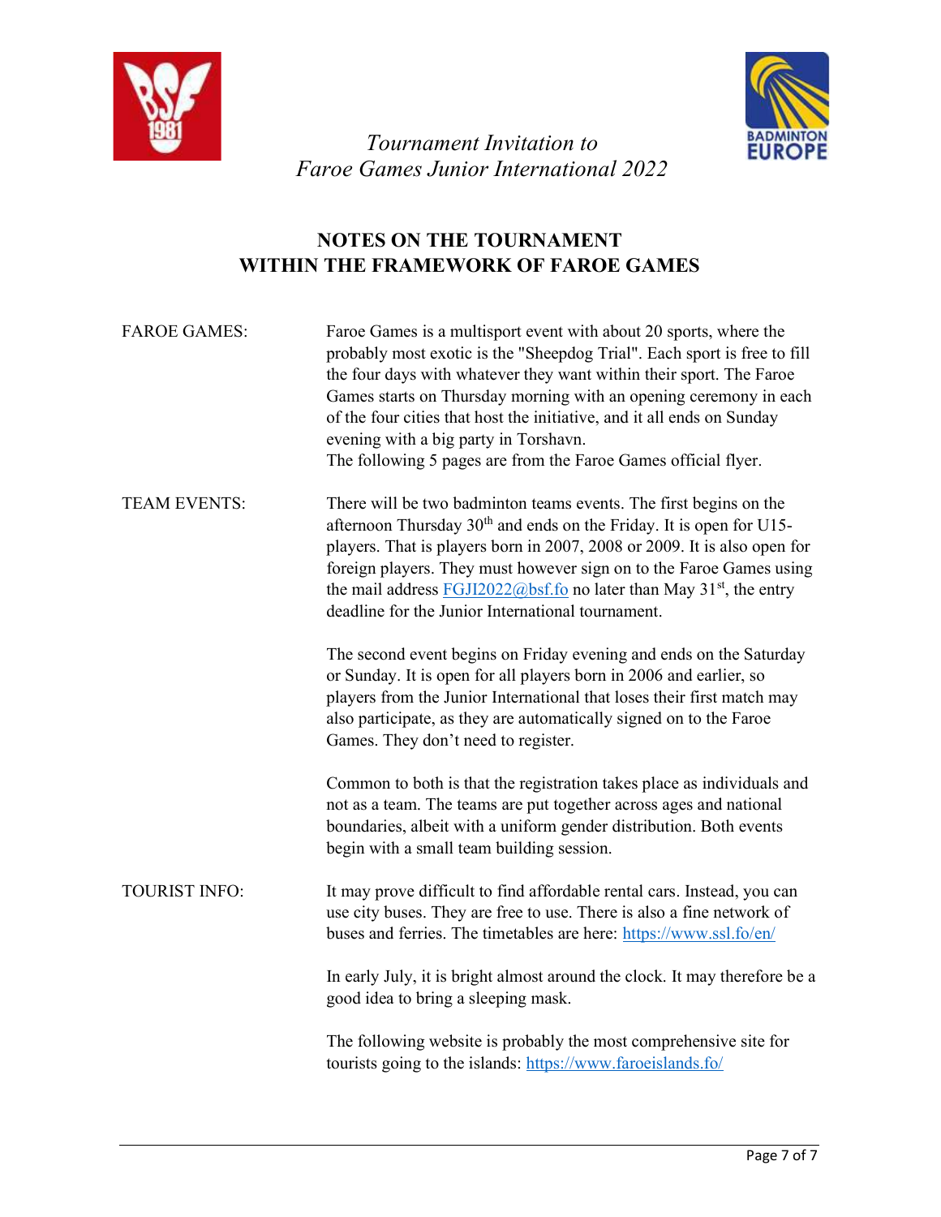*Tournament Invitation to*
*Faroe Games Junior International 2022*

## NOTES ON THE TOURNAMENT WITHIN THE FRAMEWORK OF FAROE GAMES

| | |
|---|---|
| FAROE GAMES: | Faroe Games is a multisport event with about 20 sports, where the probably most exotic is the "Sheepdog Trial". Each sport is free to fill the four days with whatever they want within their sport. The Faroe Games starts on Thursday morning with an opening ceremony in each of the four cities that host the initiative, and it all ends on Sunday evening with a big party in Torshavn. The following 5 pages are from the Faroe Games official flyer. |
| TEAM EVENTS: | There will be two badminton teams events. The first begins on the afternoon Thursday 30th and ends on the Friday. It is open for U15-players. That is players born in 2007, 2008 or 2009. It is also open for foreign players. They must however sign on to the Faroe Games using the mail address FGJI2022@bsf.fo no later than May 31st, the entry deadline for the Junior International tournament. |
| | The second event begins on Friday evening and ends on the Saturday or Sunday. It is open for all players born in 2006 and earlier, so players from the Junior International that loses their first match may also participate, as they are automatically signed on to the Faroe Games. They don't need to register. |
| | Common to both is that the registration takes place as individuals and not as a team. The teams are put together across ages and national boundaries, albeit with a uniform gender distribution. Both events begin with a small team building session. |
| TOURIST INFO: | It may prove difficult to find affordable rental cars. Instead, you can use city buses. They are free to use. There is also a fine network of buses and ferries. The timetables are here: https://www.ssl.fo/en/ |
| | In early July, it is bright almost around the clock. It may therefore be a good idea to bring a sleeping mask. |
| | The following website is probably the most comprehensive site for tourists going to the islands: https://www.faroeislands.fo/ |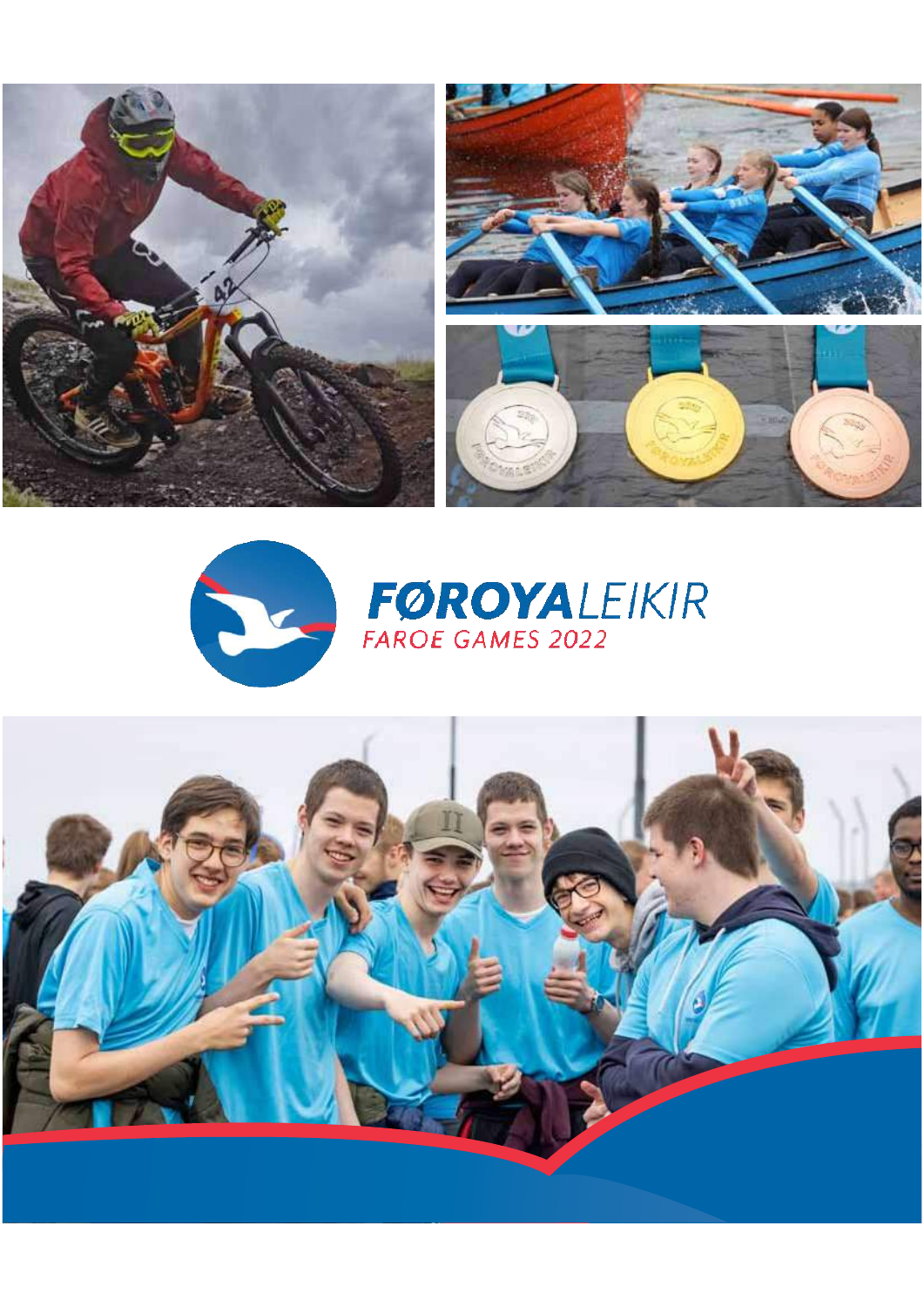# FØROYALEIKIR

FAROE GAMES 2022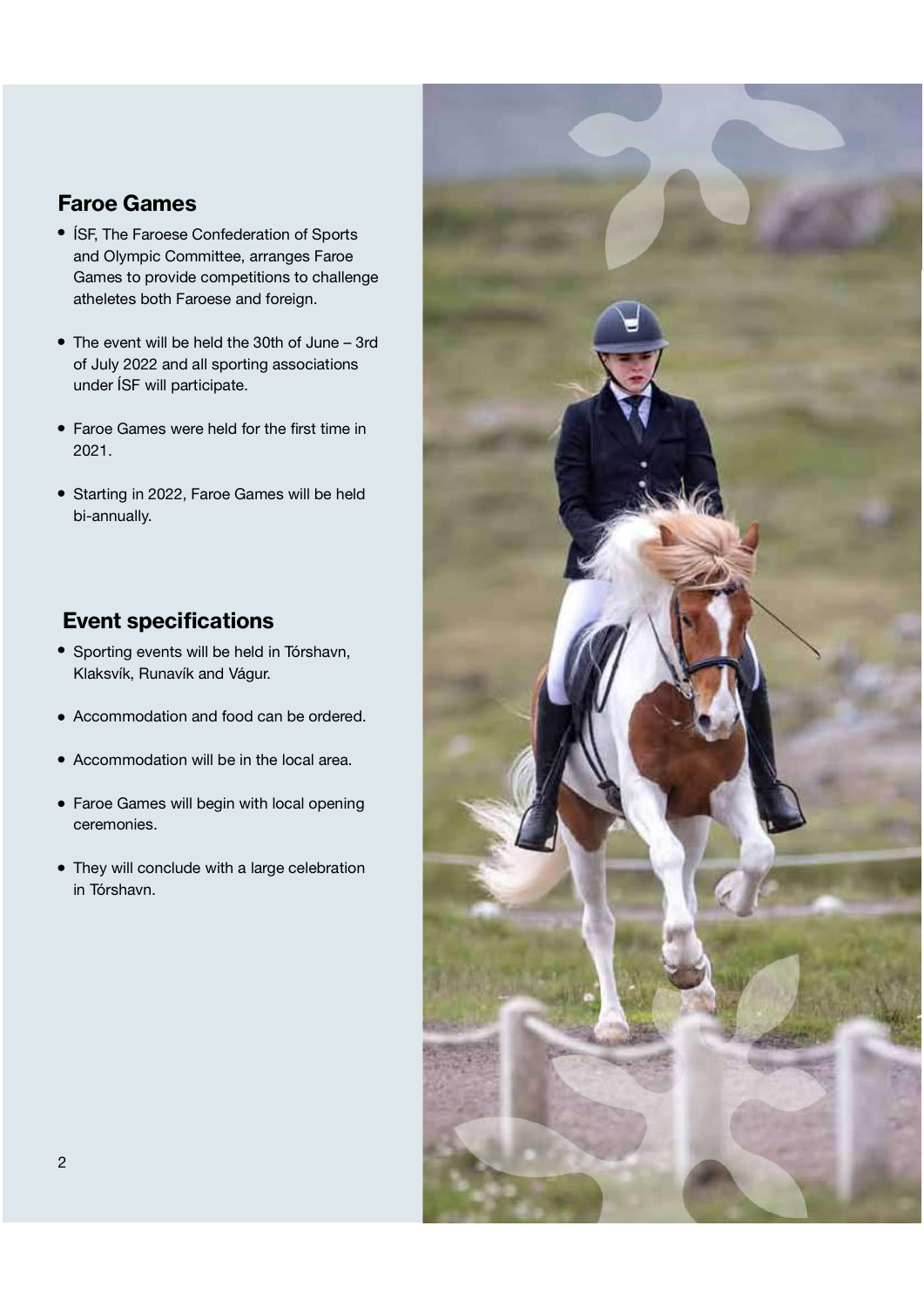## Faroe Games

- ÍSF, The Faroese Confederation of Sports and Olympic Committee, arranges Faroe Games to provide competitions to challenge atheletes both Faroese and foreign.
- The event will be held the 30th of June – 3rd of July 2022 and all sporting associations under ÍSF will participate.
- Faroe Games were held for the first time in 2021.
- Starting in 2022, Faroe Games will be held bi-annually.

## Event specifications

- Sporting events will be held in Tórshavn, Klaksvík, Runavík and Vágur.
- Accommodation and food can be ordered.
- Accommodation will be in the local area.
- Faroe Games will begin with local opening ceremonies.
- They will conclude with a large celebration in Tórshavn.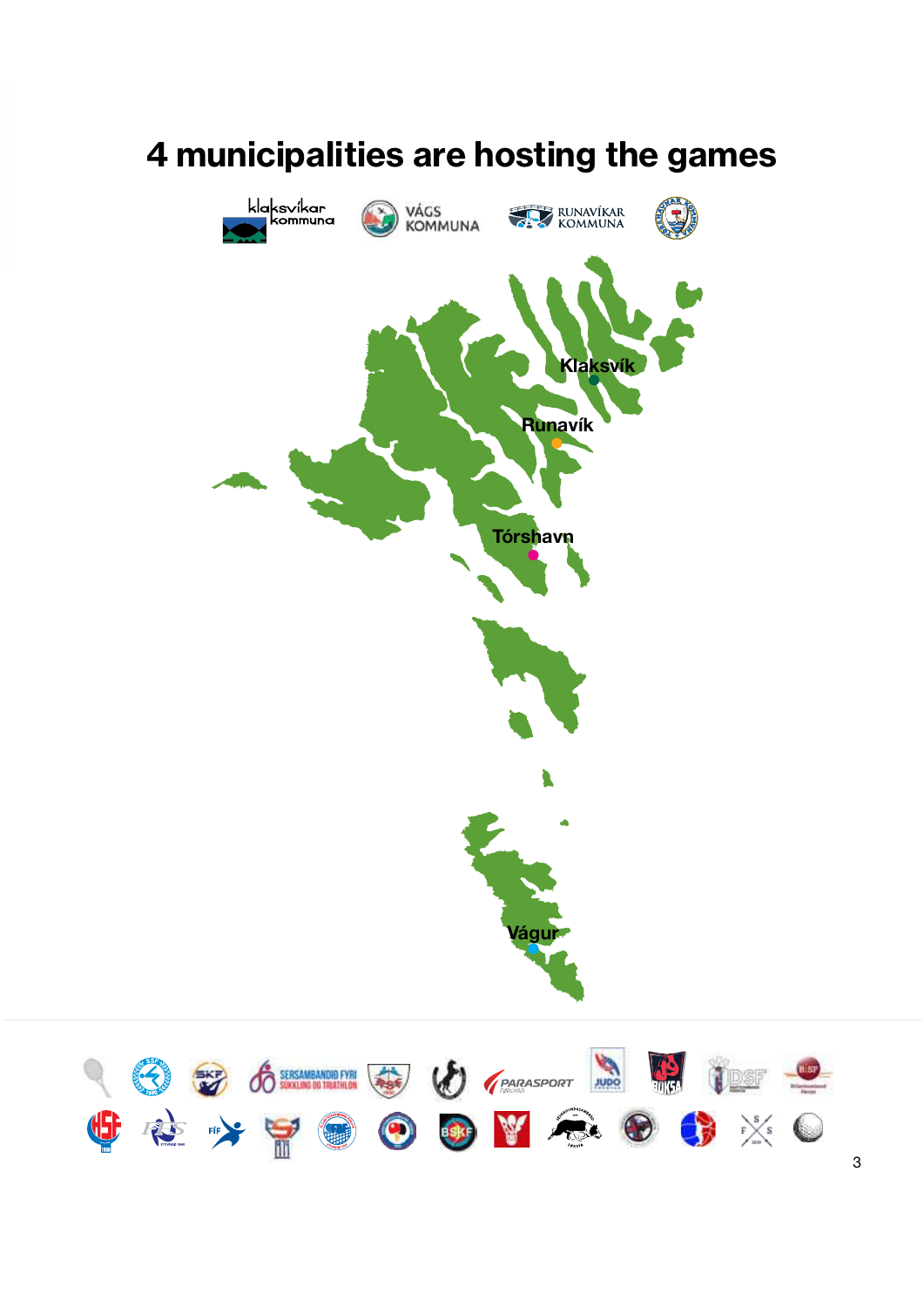# 4 municipalities are hosting the games

Klaksvík

Runavík

Tórshavn

Vágur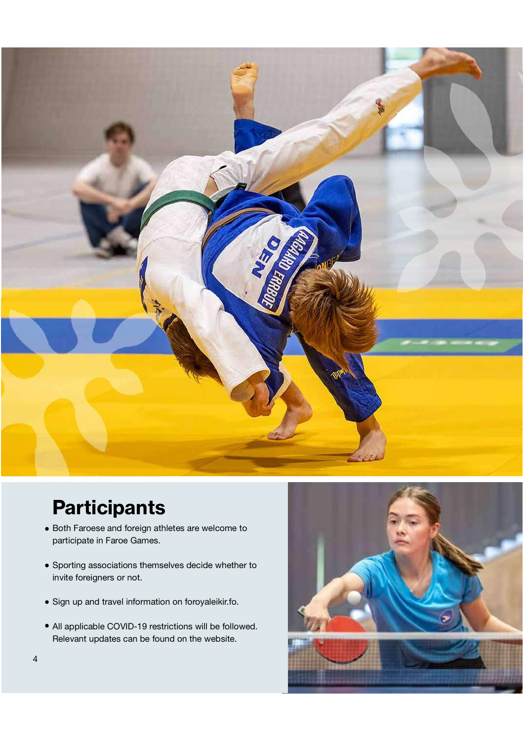# Participants

- Both Faroese and foreign athletes are welcome to participate in Faroe Games.
- Sporting associations themselves decide whether to invite foreigners or not.
- Sign up and travel information on foroyaleikir.fo.
- All applicable COVID-19 restrictions will be followed. Relevant updates can be found on the website.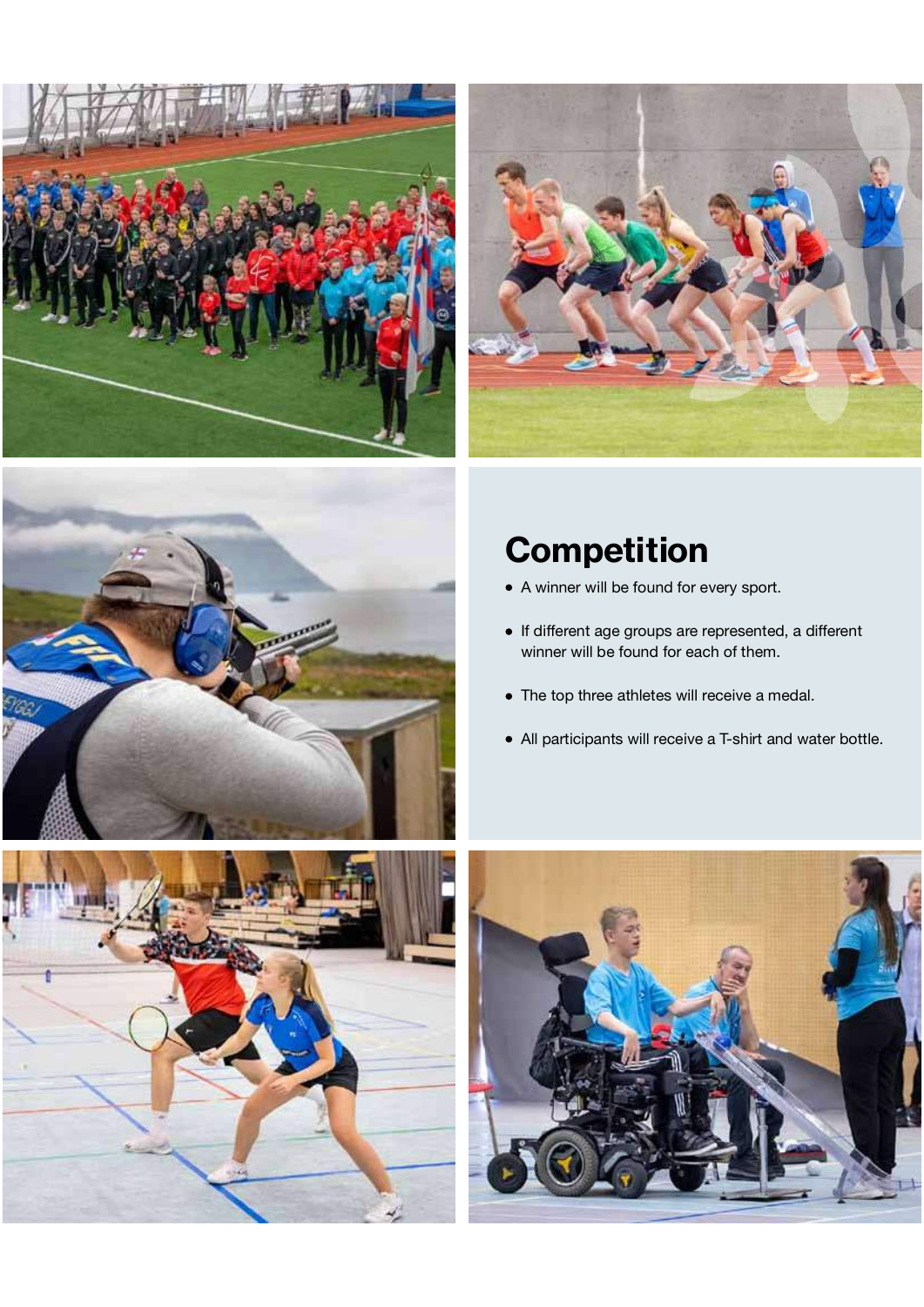# Competition

- A winner will be found for every sport.
- If different age groups are represented, a different winner will be found for each of them.
- The top three athletes will receive a medal.
- All participants will receive a T-shirt and water bottle.